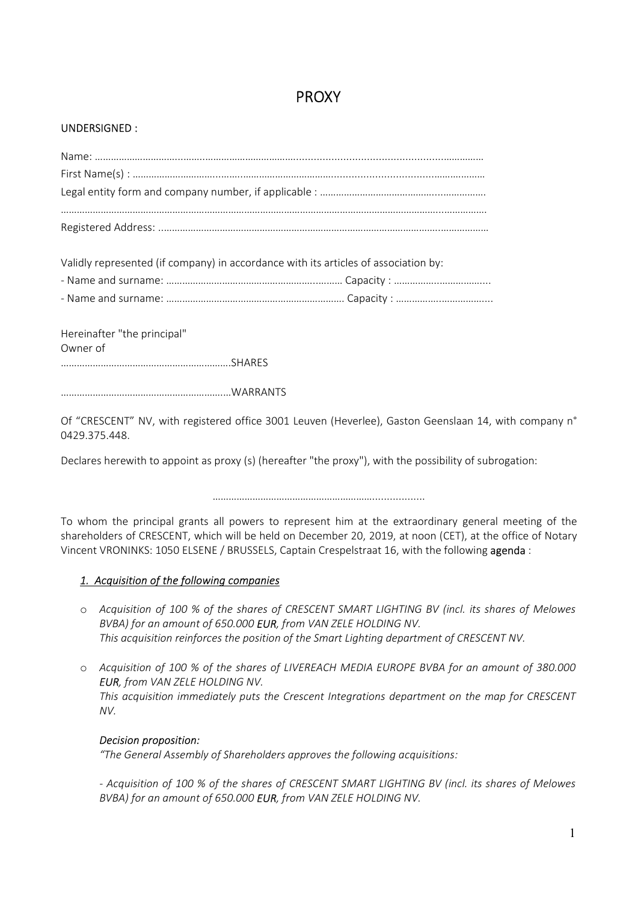# PROXY

UNDERSIGNED :

Name: ……………………………………………………………………………………………………………………

First Name(s) : ……………………………………………………………………………………………………………

Legal entity form and company number, if applicable : ……………………………………………………

……………………………………………………………………………………………………………………………………

Registered Address: ………………………………………………………………………………………………………

Validly represented (if company) in accordance with its articles of association by:

- Name and surname: ………………………………………………………… Capacity : ……………………………...
- Name and surname: ………………………………………………………… Capacity : ……………………………...

Hereinafter "the principal"

Owner of

……………………………………………………SHARES

……………………………………………………WARRANTS

Of "CRESCENT" NV, with registered office 3001 Leuven (Heverlee), Gaston Geenslaan 14, with company n° 0429.375.448.

Declares herewith to appoint as proxy (s) (hereafter "the proxy"), with the possibility of subrogation:

……………………………………………………………

To whom the principal grants all powers to represent him at the extraordinary general meeting of the shareholders of CRESCENT, which will be held on December 20, 2019, at noon (CET), at the office of Notary Vincent VRONINKS: 1050 ELSENE / BRUSSELS, Captain Crespelstraat 16, with the following **agenda** :

## *1. Acquisition of the following companies*

- *Acquisition of 100 % of the shares of CRESCENT SMART LIGHTING BV (incl. its shares of Melowes BVBA) for an amount of 650.000* ***EUR****, from VAN ZELE HOLDING NV.*
  *This acquisition reinforces the position of the Smart Lighting department of CRESCENT NV.*

- *Acquisition of 100 % of the shares of LIVEREACH MEDIA EUROPE BVBA for an amount of 380.000* ***EUR****, from VAN ZELE HOLDING NV.*
  *This acquisition immediately puts the Crescent Integrations department on the map for CRESCENT NV.*

*Decision proposition:*

*"The General Assembly of Shareholders approves the following acquisitions:*

*- Acquisition of 100 % of the shares of CRESCENT SMART LIGHTING BV (incl. its shares of Melowes BVBA) for an amount of 650.000* ***EUR****, from VAN ZELE HOLDING NV.*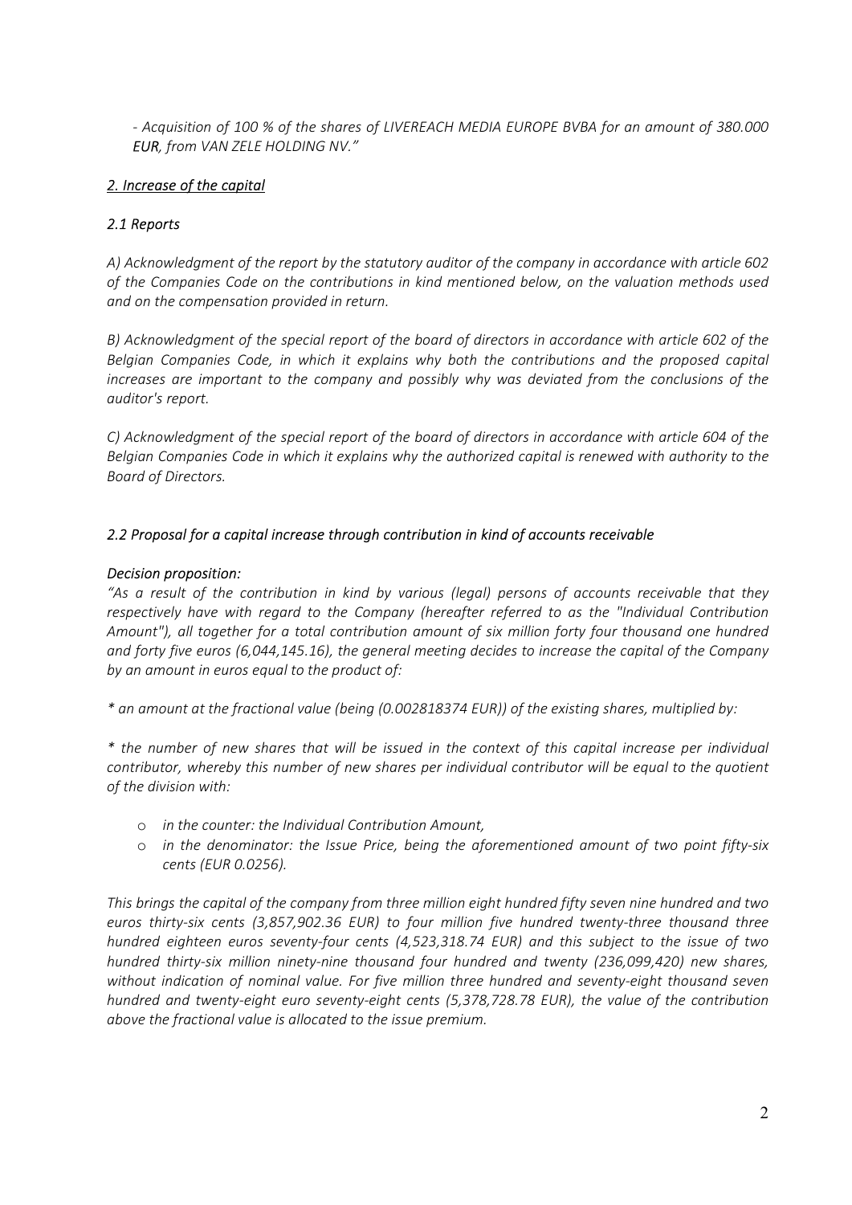*- Acquisition of 100 % of the shares of LIVEREACH MEDIA EUROPE BVBA for an amount of 380.000 **EUR**, from VAN ZELE HOLDING NV."*

## *2. Increase of the capital*

### *2.1 Reports*

*A) Acknowledgment of the report by the statutory auditor of the company in accordance with article 602 of the Companies Code on the contributions in kind mentioned below, on the valuation methods used and on the compensation provided in return.*

*B) Acknowledgment of the special report of the board of directors in accordance with article 602 of the Belgian Companies Code, in which it explains why both the contributions and the proposed capital increases are important to the company and possibly why was deviated from the conclusions of the auditor's report.*

*C) Acknowledgment of the special report of the board of directors in accordance with article 604 of the Belgian Companies Code in which it explains why the authorized capital is renewed with authority to the Board of Directors.*

### *2.2 Proposal for a capital increase through contribution in kind of accounts receivable*

*Decision proposition:*

*"As a result of the contribution in kind by various (legal) persons of accounts receivable that they respectively have with regard to the Company (hereafter referred to as the "Individual Contribution Amount"), all together for a total contribution amount of six million forty four thousand one hundred and forty five euros (6,044,145.16), the general meeting decides to increase the capital of the Company by an amount in euros equal to the product of:*

*\* an amount at the fractional value (being (0.002818374 EUR)) of the existing shares, multiplied by:*

*\* the number of new shares that will be issued in the context of this capital increase per individual contributor, whereby this number of new shares per individual contributor will be equal to the quotient of the division with:*

- *in the counter: the Individual Contribution Amount,*
- *in the denominator: the Issue Price, being the aforementioned amount of two point fifty-six cents (EUR 0.0256).*

*This brings the capital of the company from three million eight hundred fifty seven nine hundred and two euros thirty-six cents (3,857,902.36 EUR) to four million five hundred twenty-three thousand three hundred eighteen euros seventy-four cents (4,523,318.74 EUR) and this subject to the issue of two hundred thirty-six million ninety-nine thousand four hundred and twenty (236,099,420) new shares, without indication of nominal value. For five million three hundred and seventy-eight thousand seven hundred and twenty-eight euro seventy-eight cents (5,378,728.78 EUR), the value of the contribution above the fractional value is allocated to the issue premium.*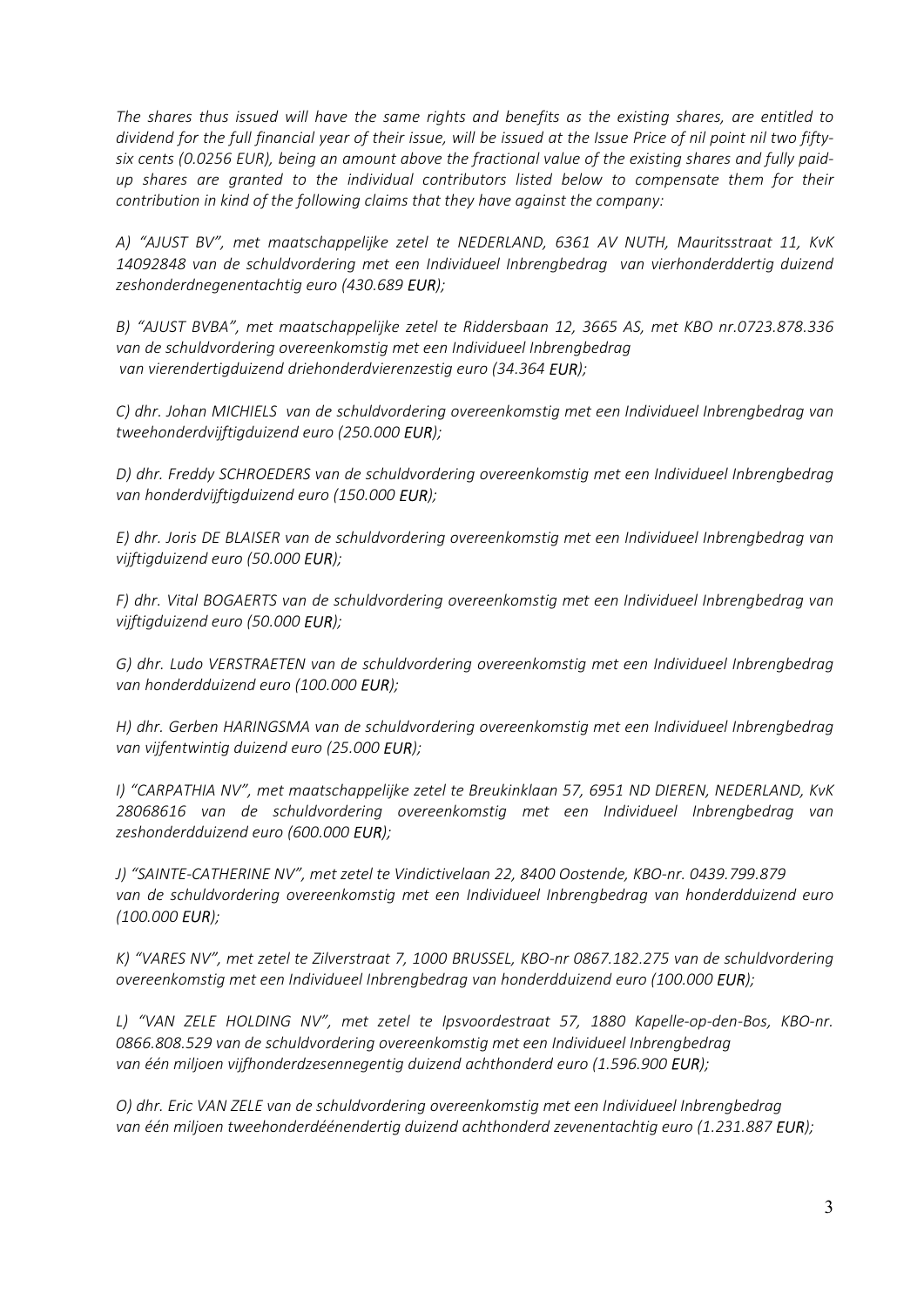*The shares thus issued will have the same rights and benefits as the existing shares, are entitled to dividend for the full financial year of their issue, will be issued at the Issue Price of nil point nil two fifty-six cents (0.0256 EUR), being an amount above the fractional value of the existing shares and fully paid-up shares are granted to the individual contributors listed below to compensate them for their contribution in kind of the following claims that they have against the company:*

*A) "AJUST BV", met maatschappelijke zetel te NEDERLAND, 6361 AV NUTH, Mauritsstraat 11, KvK 14092848 van de schuldvordering met een Individueel Inbrengbedrag van vierhonderddertig duizend zeshonderdnegenentachtig euro (430.689* ***EUR****);*

*B) "AJUST BVBA", met maatschappelijke zetel te Riddersbaan 12, 3665 AS, met KBO nr.0723.878.336 van de schuldvordering overeenkomstig met een Individueel Inbrengbedrag van vierendertigduizend driehonderdvierenzestig euro (34.364* ***EUR****);*

*C) dhr. Johan MICHIELS van de schuldvordering overeenkomstig met een Individueel Inbrengbedrag van tweehonderdvijftigduizend euro (250.000* ***EUR****);*

*D) dhr. Freddy SCHROEDERS van de schuldvordering overeenkomstig met een Individueel Inbrengbedrag van honderdvijftigduizend euro (150.000* ***EUR****);*

*E) dhr. Joris DE BLAISER van de schuldvordering overeenkomstig met een Individueel Inbrengbedrag van vijftigduizend euro (50.000* ***EUR****);*

*F) dhr. Vital BOGAERTS van de schuldvordering overeenkomstig met een Individueel Inbrengbedrag van vijftigduizend euro (50.000* ***EUR****);*

*G) dhr. Ludo VERSTRAETEN van de schuldvordering overeenkomstig met een Individueel Inbrengbedrag van honderdduizend euro (100.000* ***EUR****);*

*H) dhr. Gerben HARINGSMA van de schuldvordering overeenkomstig met een Individueel Inbrengbedrag van vijfentwintig duizend euro (25.000* ***EUR****);*

*I) "CARPATHIA NV", met maatschappelijke zetel te Breukinklaan 57, 6951 ND DIEREN, NEDERLAND, KvK 28068616 van de schuldvordering overeenkomstig met een Individueel Inbrengbedrag van zeshonderdduizend euro (600.000* ***EUR****);*

*J) "SAINTE-CATHERINE NV", met zetel te Vindictivelaan 22, 8400 Oostende, KBO-nr. 0439.799.879 van de schuldvordering overeenkomstig met een Individueel Inbrengbedrag van honderdduizend euro (100.000* ***EUR****);*

*K) "VARES NV", met zetel te Zilverstraat 7, 1000 BRUSSEL, KBO-nr 0867.182.275 van de schuldvordering overeenkomstig met een Individueel Inbrengbedrag van honderdduizend euro (100.000* ***EUR****);*

*L) "VAN ZELE HOLDING NV", met zetel te Ipsvoordestraat 57, 1880 Kapelle-op-den-Bos, KBO-nr. 0866.808.529 van de schuldvordering overeenkomstig met een Individueel Inbrengbedrag van één miljoen vijfhonderdzesennegentig duizend achthonderd euro (1.596.900* ***EUR****);*

*O) dhr. Eric VAN ZELE van de schuldvordering overeenkomstig met een Individueel Inbrengbedrag van één miljoen tweehonderdéénendertig duizend achthonderd zevenentachtig euro (1.231.887* ***EUR****);*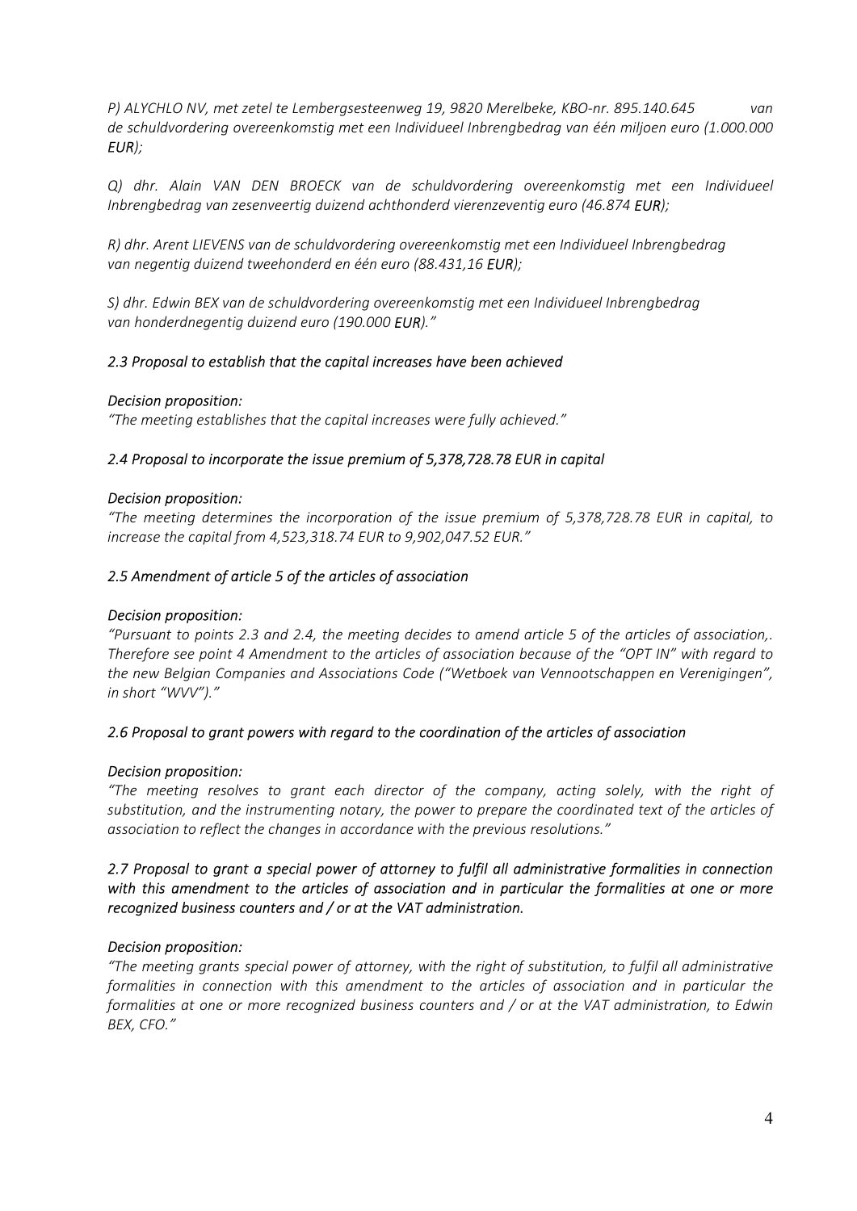*P) ALYCHLO NV, met zetel te Lembergsesteenweg 19, 9820 Merelbeke, KBO-nr. 895.140.645 van de schuldvordering overeenkomstig met een Individueel Inbrengbedrag van één miljoen euro (1.000.000 EUR);*

*Q) dhr. Alain VAN DEN BROECK van de schuldvordering overeenkomstig met een Individueel Inbrengbedrag van zesenveertig duizend achthonderd vierenzeventig euro (46.874 EUR);*

*R) dhr. Arent LIEVENS van de schuldvordering overeenkomstig met een Individueel Inbrengbedrag van negentig duizend tweehonderd en één euro (88.431,16 EUR);*

*S) dhr. Edwin BEX van de schuldvordering overeenkomstig met een Individueel Inbrengbedrag van honderdnegentig duizend euro (190.000 EUR)."*

*2.3 Proposal to establish that the capital increases have been achieved*

*Decision proposition:*

*"The meeting establishes that the capital increases were fully achieved."*

*2.4 Proposal to incorporate the issue premium of 5,378,728.78 EUR in capital*

*Decision proposition:*

*"The meeting determines the incorporation of the issue premium of 5,378,728.78 EUR in capital, to increase the capital from 4,523,318.74 EUR to 9,902,047.52 EUR."*

*2.5 Amendment of article 5 of the articles of association*

*Decision proposition:*

*"Pursuant to points 2.3 and 2.4, the meeting decides to amend article 5 of the articles of association,. Therefore see point 4 Amendment to the articles of association because of the "OPT IN" with regard to the new Belgian Companies and Associations Code ("Wetboek van Vennootschappen en Verenigingen", in short "WVV")."*

*2.6 Proposal to grant powers with regard to the coordination of the articles of association*

*Decision proposition:*

*"The meeting resolves to grant each director of the company, acting solely, with the right of substitution, and the instrumenting notary, the power to prepare the coordinated text of the articles of association to reflect the changes in accordance with the previous resolutions."*

***2.7 Proposal to grant a special power of attorney to fulfil all administrative formalities in connection with this amendment to the articles of association and in particular the formalities at one or more recognized business counters and / or at the VAT administration.***

*Decision proposition:*

*"The meeting grants special power of attorney, with the right of substitution, to fulfil all administrative formalities in connection with this amendment to the articles of association and in particular the formalities at one or more recognized business counters and / or at the VAT administration, to Edwin BEX, CFO."*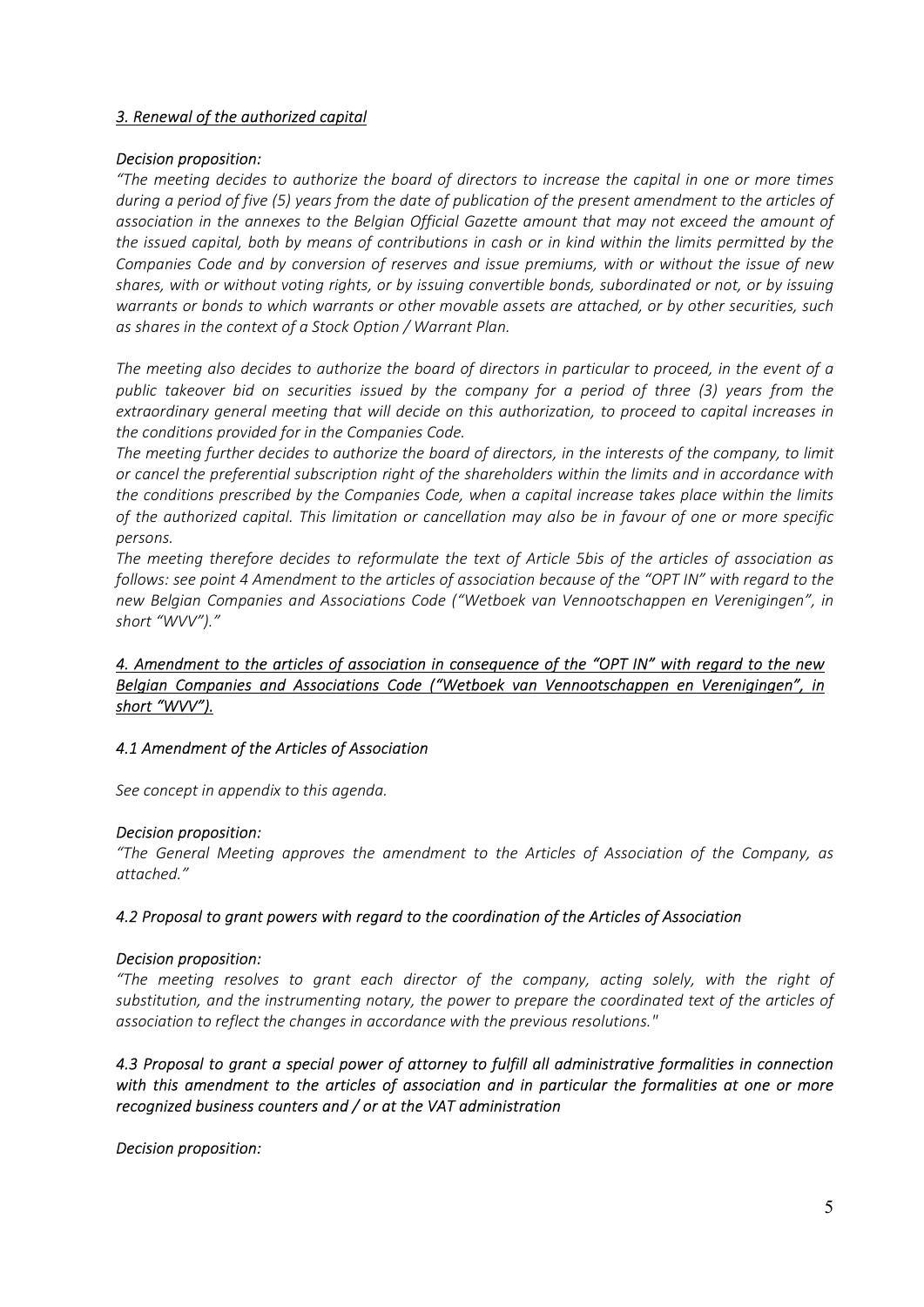### *3. Renewal of the authorized capital*

*Decision proposition:*

*"The meeting decides to authorize the board of directors to increase the capital in one or more times during a period of five (5) years from the date of publication of the present amendment to the articles of association in the annexes to the Belgian Official Gazette amount that may not exceed the amount of the issued capital, both by means of contributions in cash or in kind within the limits permitted by the Companies Code and by conversion of reserves and issue premiums, with or without the issue of new shares, with or without voting rights, or by issuing convertible bonds, subordinated or not, or by issuing warrants or bonds to which warrants or other movable assets are attached, or by other securities, such as shares in the context of a Stock Option / Warrant Plan.*

*The meeting also decides to authorize the board of directors in particular to proceed, in the event of a public takeover bid on securities issued by the company for a period of three (3) years from the extraordinary general meeting that will decide on this authorization, to proceed to capital increases in the conditions provided for in the Companies Code.*

*The meeting further decides to authorize the board of directors, in the interests of the company, to limit or cancel the preferential subscription right of the shareholders within the limits and in accordance with the conditions prescribed by the Companies Code, when a capital increase takes place within the limits of the authorized capital. This limitation or cancellation may also be in favour of one or more specific persons.*

*The meeting therefore decides to reformulate the text of Article 5bis of the articles of association as follows: see point 4 Amendment to the articles of association because of the "OPT IN" with regard to the new Belgian Companies and Associations Code ("Wetboek van Vennootschappen en Verenigingen", in short "WVV")."*

### *4. Amendment to the articles of association in consequence of the "OPT IN" with regard to the new Belgian Companies and Associations Code ("Wetboek van Vennootschappen en Verenigingen", in short "WVV").*

*4.1 Amendment of the Articles of Association*

*See concept in appendix to this agenda.*

*Decision proposition:*

*"The General Meeting approves the amendment to the Articles of Association of the Company, as attached."*

*4.2 Proposal to grant powers with regard to the coordination of the Articles of Association*

*Decision proposition:*

*"The meeting resolves to grant each director of the company, acting solely, with the right of substitution, and the instrumenting notary, the power to prepare the coordinated text of the articles of association to reflect the changes in accordance with the previous resolutions."*

*4.3 Proposal to grant a special power of attorney to fulfill all administrative formalities in connection with this amendment to the articles of association and in particular the formalities at one or more recognized business counters and / or at the VAT administration*

*Decision proposition:*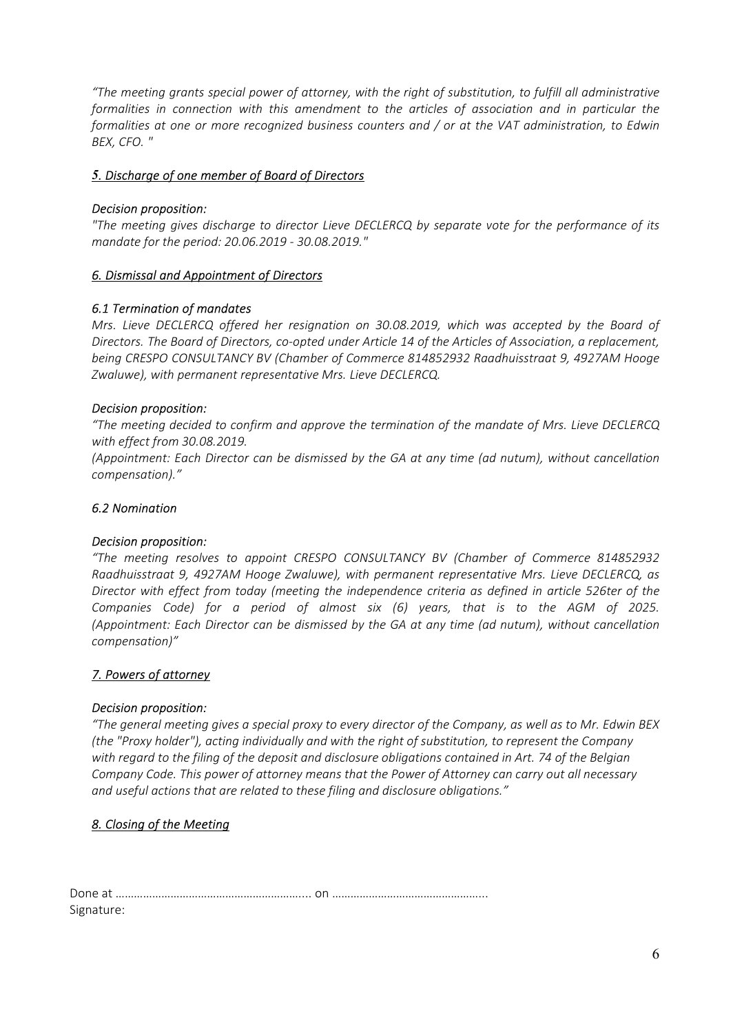*"The meeting grants special power of attorney, with the right of substitution, to fulfill all administrative formalities in connection with this amendment to the articles of association and in particular the formalities at one or more recognized business counters and / or at the VAT administration, to Edwin BEX, CFO. "*

## *5. Discharge of one member of Board of Directors*

*Decision proposition:*

*"The meeting gives discharge to director Lieve DECLERCQ by separate vote for the performance of its mandate for the period: 20.06.2019 - 30.08.2019."*

## *6. Dismissal and Appointment of Directors*

### *6.1 Termination of mandates*

*Mrs. Lieve DECLERCQ offered her resignation on 30.08.2019, which was accepted by the Board of Directors. The Board of Directors, co-opted under Article 14 of the Articles of Association, a replacement, being CRESPO CONSULTANCY BV (Chamber of Commerce 814852932 Raadhuisstraat 9, 4927AM Hooge Zwaluwe), with permanent representative Mrs. Lieve DECLERCQ.*

*Decision proposition:*

*"The meeting decided to confirm and approve the termination of the mandate of Mrs. Lieve DECLERCQ with effect from 30.08.2019.*
*(Appointment: Each Director can be dismissed by the GA at any time (ad nutum), without cancellation compensation)."*

### *6.2 Nomination*

*Decision proposition:*

*"The meeting resolves to appoint CRESPO CONSULTANCY BV (Chamber of Commerce 814852932 Raadhuisstraat 9, 4927AM Hooge Zwaluwe), with permanent representative Mrs. Lieve DECLERCQ, as Director with effect from today (meeting the independence criteria as defined in article 526ter of the Companies Code) for a period of almost six (6) years, that is to the AGM of 2025. (Appointment: Each Director can be dismissed by the GA at any time (ad nutum), without cancellation compensation)"*

## *7. Powers of attorney*

*Decision proposition:*

*"The general meeting gives a special proxy to every director of the Company, as well as to Mr. Edwin BEX (the "Proxy holder"), acting individually and with the right of substitution, to represent the Company with regard to the filing of the deposit and disclosure obligations contained in Art. 74 of the Belgian Company Code. This power of attorney means that the Power of Attorney can carry out all necessary and useful actions that are related to these filing and disclosure obligations."*

## *8. Closing of the Meeting*

Done at ……………………………………………………... on …………………………………………..
Signature: